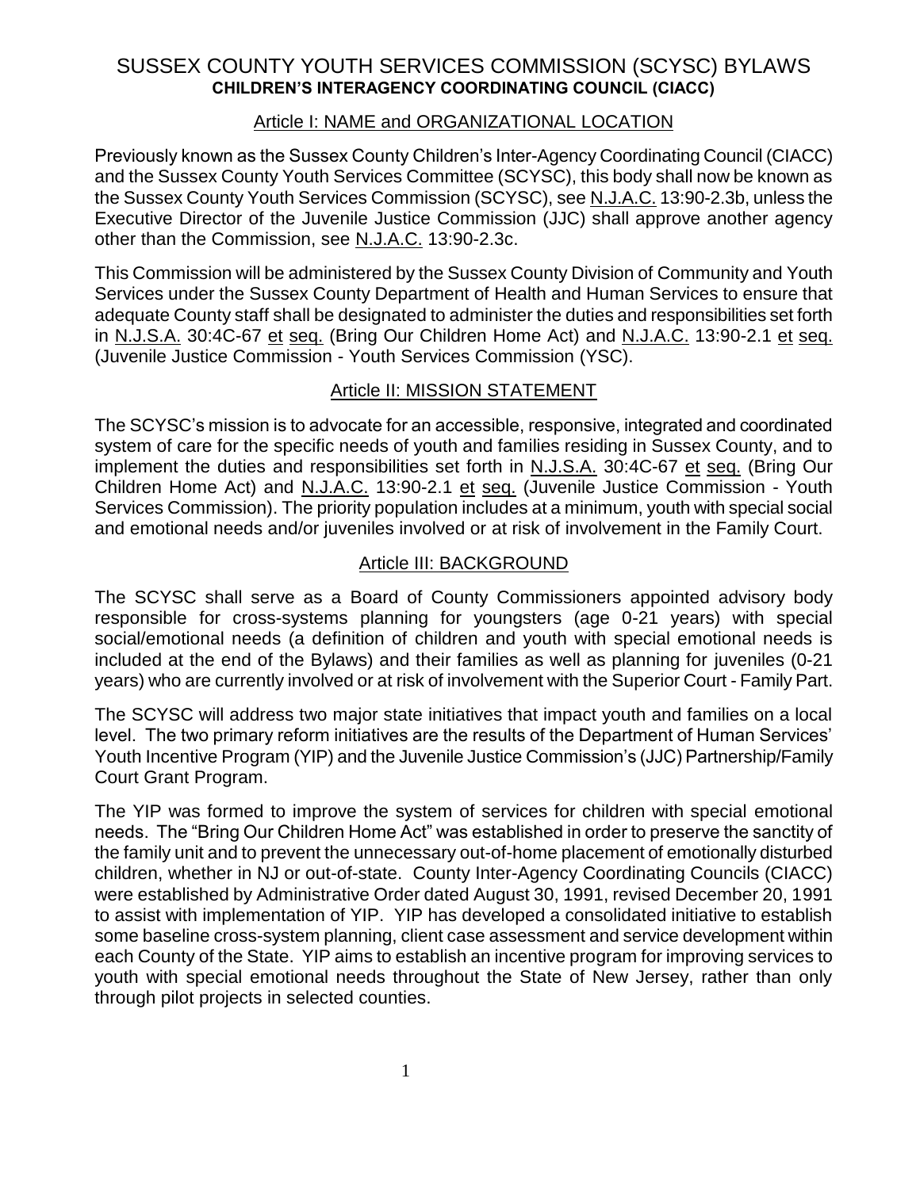# SUSSEX COUNTY YOUTH SERVICES COMMISSION (SCYSC) BYLAWS

**CHILDREN'S INTERAGENCY COORDINATING COUNCIL (CIACC)**

## Article I: NAME and ORGANIZATIONAL LOCATION

Previously known as the Sussex County Children's Inter-Agency Coordinating Council (CIACC) and the Sussex County Youth Services Committee (SCYSC), this body shall now be known as the Sussex County Youth Services Commission (SCYSC), see N.J.A.C. 13:90-2.3b, unless the Executive Director of the Juvenile Justice Commission (JJC) shall approve another agency other than the Commission, see N.J.A.C. 13:90-2.3c.

This Commission will be administered by the Sussex County Division of Community and Youth Services under the Sussex County Department of Health and Human Services to ensure that adequate County staff shall be designated to administer the duties and responsibilities set forth in N.J.S.A. 30:4C-67 et seq. (Bring Our Children Home Act) and N.J.A.C. 13:90-2.1 et seq. (Juvenile Justice Commission - Youth Services Commission (YSC).

## Article II: MISSION STATEMENT

The SCYSC's mission is to advocate for an accessible, responsive, integrated and coordinated system of care for the specific needs of youth and families residing in Sussex County, and to implement the duties and responsibilities set forth in N.J.S.A. 30:4C-67 et seq. (Bring Our Children Home Act) and N.J.A.C. 13:90-2.1 et seq. (Juvenile Justice Commission - Youth Services Commission). The priority population includes at a minimum, youth with special social and emotional needs and/or juveniles involved or at risk of involvement in the Family Court.

## Article III: BACKGROUND

The SCYSC shall serve as a Board of County Commissioners appointed advisory body responsible for cross-systems planning for youngsters (age 0-21 years) with special social/emotional needs (a definition of children and youth with special emotional needs is included at the end of the Bylaws) and their families as well as planning for juveniles (0-21 years) who are currently involved or at risk of involvement with the Superior Court - Family Part.

The SCYSC will address two major state initiatives that impact youth and families on a local level. The two primary reform initiatives are the results of the Department of Human Services' Youth Incentive Program (YIP) and the Juvenile Justice Commission's (JJC) Partnership/Family Court Grant Program.

The YIP was formed to improve the system of services for children with special emotional needs. The "Bring Our Children Home Act" was established in order to preserve the sanctity of the family unit and to prevent the unnecessary out-of-home placement of emotionally disturbed children, whether in NJ or out-of-state. County Inter-Agency Coordinating Councils (CIACC) were established by Administrative Order dated August 30, 1991, revised December 20, 1991 to assist with implementation of YIP. YIP has developed a consolidated initiative to establish some baseline cross-system planning, client case assessment and service development within each County of the State. YIP aims to establish an incentive program for improving services to youth with special emotional needs throughout the State of New Jersey, rather than only through pilot projects in selected counties.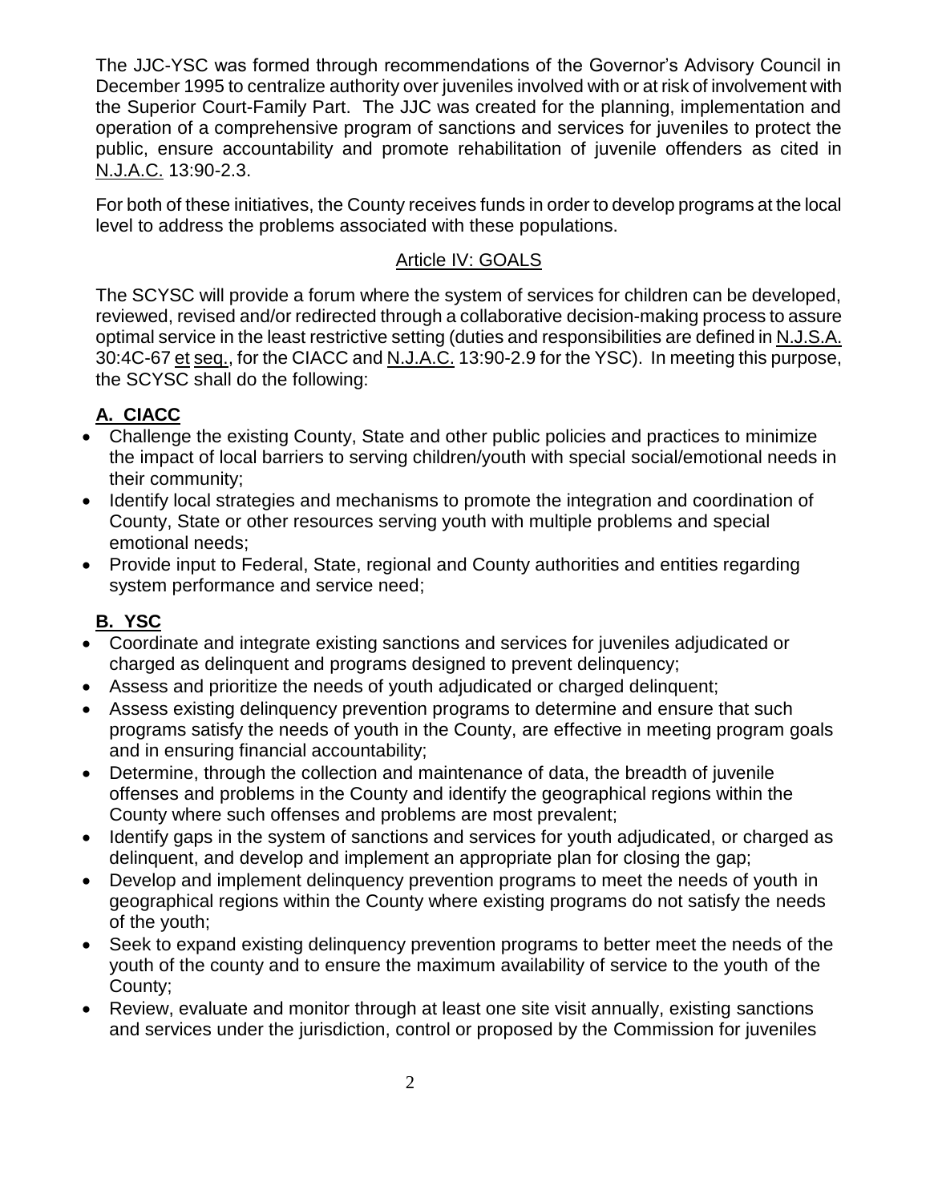The JJC-YSC was formed through recommendations of the Governor's Advisory Council in December 1995 to centralize authority over juveniles involved with or at risk of involvement with the Superior Court-Family Part. The JJC was created for the planning, implementation and operation of a comprehensive program of sanctions and services for juveniles to protect the public, ensure accountability and promote rehabilitation of juvenile offenders as cited in N.J.A.C. 13:90-2.3.

For both of these initiatives, the County receives funds in order to develop programs at the local level to address the problems associated with these populations.

## Article IV: GOALS

The SCYSC will provide a forum where the system of services for children can be developed, reviewed, revised and/or redirected through a collaborative decision-making process to assure optimal service in the least restrictive setting (duties and responsibilities are defined in N.J.S.A. 30:4C-67 et seq., for the CIACC and N.J.A.C. 13:90-2.9 for the YSC). In meeting this purpose, the SCYSC shall do the following:

### A. CIACC

- Challenge the existing County, State and other public policies and practices to minimize the impact of local barriers to serving children/youth with special social/emotional needs in their community;
- Identify local strategies and mechanisms to promote the integration and coordination of County, State or other resources serving youth with multiple problems and special emotional needs;
- Provide input to Federal, State, regional and County authorities and entities regarding system performance and service need;

### B. YSC

- Coordinate and integrate existing sanctions and services for juveniles adjudicated or charged as delinquent and programs designed to prevent delinquency;
- Assess and prioritize the needs of youth adjudicated or charged delinquent;
- Assess existing delinquency prevention programs to determine and ensure that such programs satisfy the needs of youth in the County, are effective in meeting program goals and in ensuring financial accountability;
- Determine, through the collection and maintenance of data, the breadth of juvenile offenses and problems in the County and identify the geographical regions within the County where such offenses and problems are most prevalent;
- Identify gaps in the system of sanctions and services for youth adjudicated, or charged as delinquent, and develop and implement an appropriate plan for closing the gap;
- Develop and implement delinquency prevention programs to meet the needs of youth in geographical regions within the County where existing programs do not satisfy the needs of the youth;
- Seek to expand existing delinquency prevention programs to better meet the needs of the youth of the county and to ensure the maximum availability of service to the youth of the County;
- Review, evaluate and monitor through at least one site visit annually, existing sanctions and services under the jurisdiction, control or proposed by the Commission for juveniles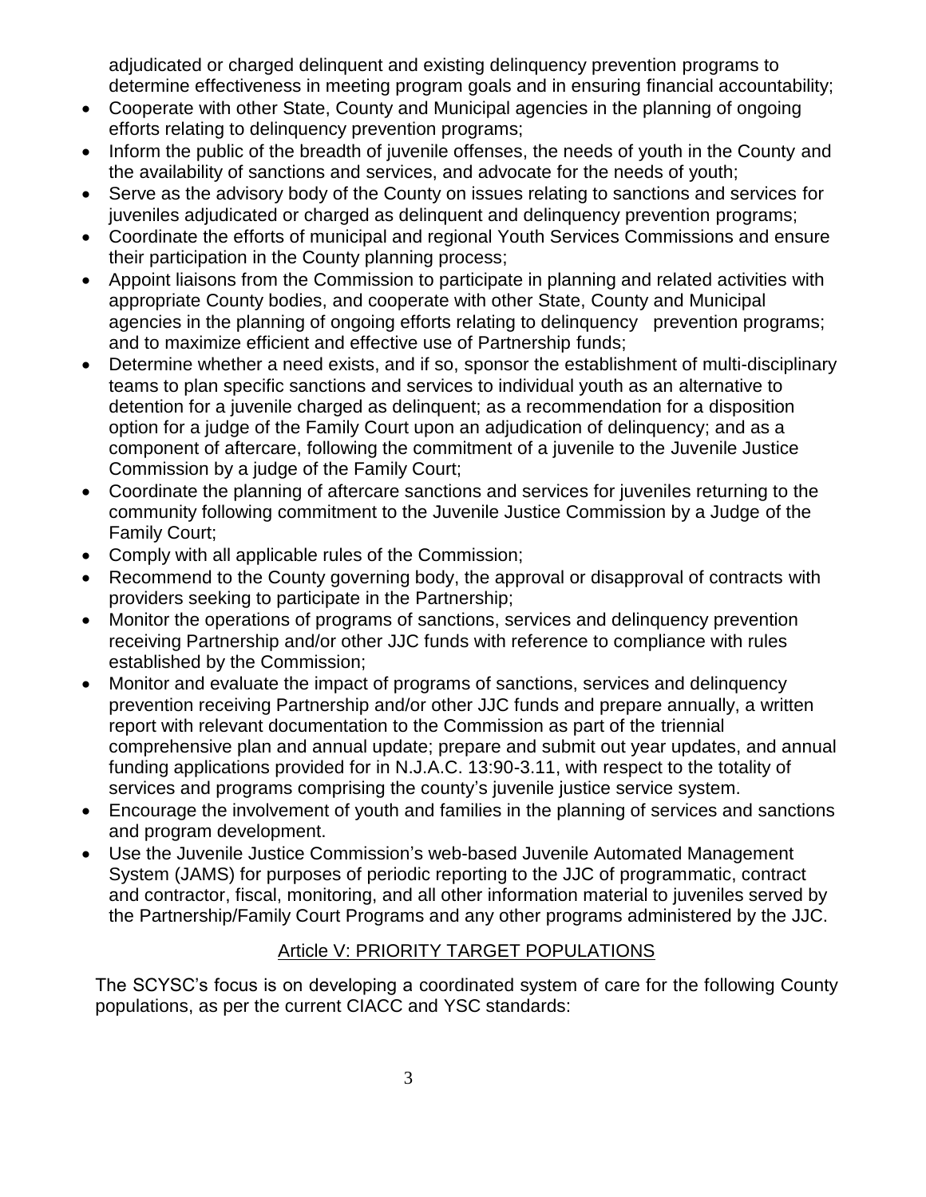adjudicated or charged delinquent and existing delinquency prevention programs to determine effectiveness in meeting program goals and in ensuring financial accountability;

- Cooperate with other State, County and Municipal agencies in the planning of ongoing efforts relating to delinquency prevention programs;
- Inform the public of the breadth of juvenile offenses, the needs of youth in the County and the availability of sanctions and services, and advocate for the needs of youth;
- Serve as the advisory body of the County on issues relating to sanctions and services for juveniles adjudicated or charged as delinquent and delinquency prevention programs;
- Coordinate the efforts of municipal and regional Youth Services Commissions and ensure their participation in the County planning process;
- Appoint liaisons from the Commission to participate in planning and related activities with appropriate County bodies, and cooperate with other State, County and Municipal agencies in the planning of ongoing efforts relating to delinquency prevention programs; and to maximize efficient and effective use of Partnership funds;
- Determine whether a need exists, and if so, sponsor the establishment of multi-disciplinary teams to plan specific sanctions and services to individual youth as an alternative to detention for a juvenile charged as delinquent; as a recommendation for a disposition option for a judge of the Family Court upon an adjudication of delinquency; and as a component of aftercare, following the commitment of a juvenile to the Juvenile Justice Commission by a judge of the Family Court;
- Coordinate the planning of aftercare sanctions and services for juveniles returning to the community following commitment to the Juvenile Justice Commission by a Judge of the Family Court;
- Comply with all applicable rules of the Commission;
- Recommend to the County governing body, the approval or disapproval of contracts with providers seeking to participate in the Partnership;
- Monitor the operations of programs of sanctions, services and delinquency prevention receiving Partnership and/or other JJC funds with reference to compliance with rules established by the Commission;
- Monitor and evaluate the impact of programs of sanctions, services and delinquency prevention receiving Partnership and/or other JJC funds and prepare annually, a written report with relevant documentation to the Commission as part of the triennial comprehensive plan and annual update; prepare and submit out year updates, and annual funding applications provided for in N.J.A.C. 13:90-3.11, with respect to the totality of services and programs comprising the county's juvenile justice service system.
- Encourage the involvement of youth and families in the planning of services and sanctions and program development.
- Use the Juvenile Justice Commission's web-based Juvenile Automated Management System (JAMS) for purposes of periodic reporting to the JJC of programmatic, contract and contractor, fiscal, monitoring, and all other information material to juveniles served by the Partnership/Family Court Programs and any other programs administered by the JJC.

## Article V: PRIORITY TARGET POPULATIONS

The SCYSC's focus is on developing a coordinated system of care for the following County populations, as per the current CIACC and YSC standards: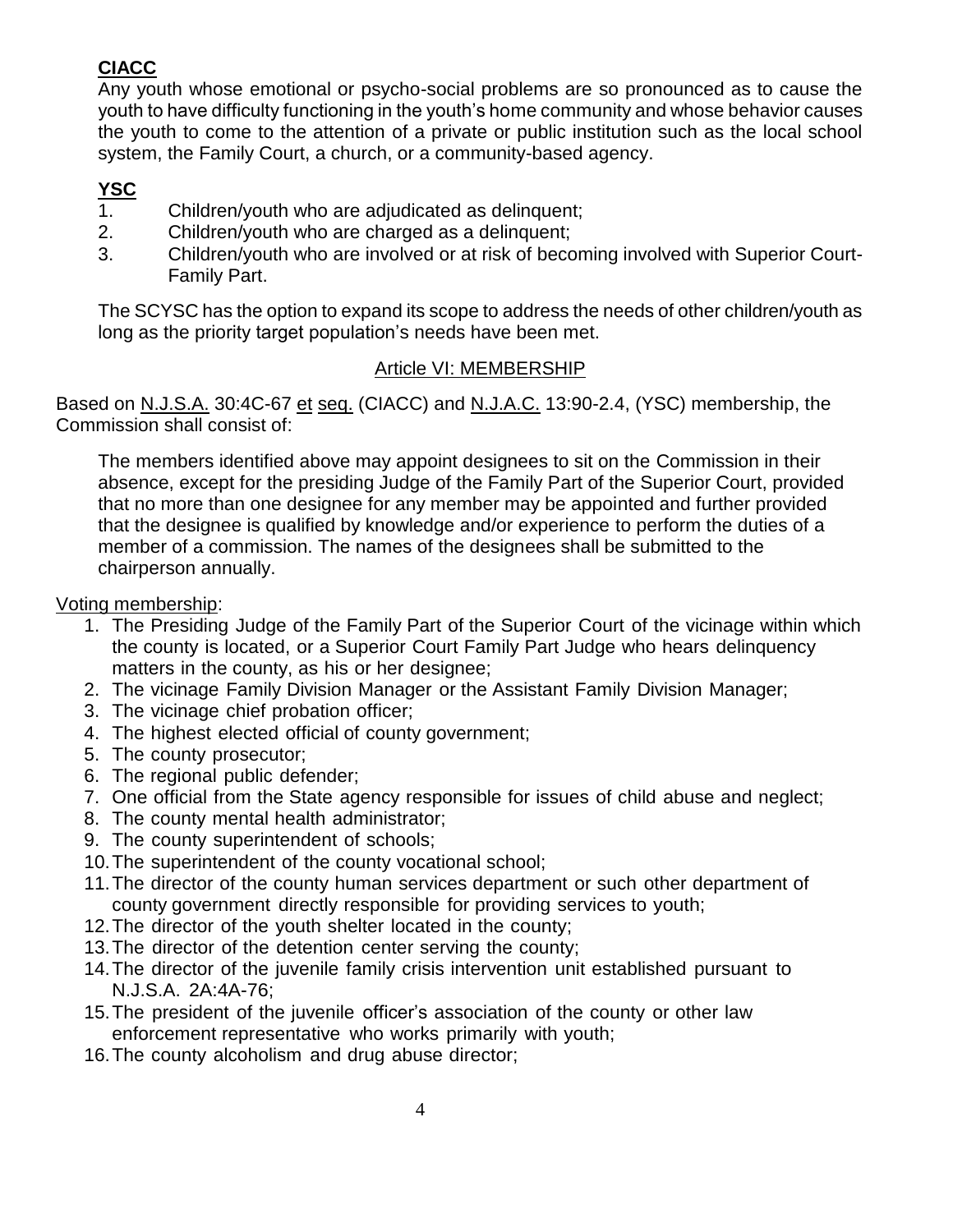**CIACC**

Any youth whose emotional or psycho-social problems are so pronounced as to cause the youth to have difficulty functioning in the youth's home community and whose behavior causes the youth to come to the attention of a private or public institution such as the local school system, the Family Court, a church, or a community-based agency.

**YSC**

1. Children/youth who are adjudicated as delinquent;
2. Children/youth who are charged as a delinquent;
3. Children/youth who are involved or at risk of becoming involved with Superior Court-Family Part.

The SCYSC has the option to expand its scope to address the needs of other children/youth as long as the priority target population's needs have been met.

## Article VI: MEMBERSHIP

Based on N.J.S.A. 30:4C-67 et seq. (CIACC) and N.J.A.C. 13:90-2.4, (YSC) membership, the Commission shall consist of:

> The members identified above may appoint designees to sit on the Commission in their absence, except for the presiding Judge of the Family Part of the Superior Court, provided that no more than one designee for any member may be appointed and further provided that the designee is qualified by knowledge and/or experience to perform the duties of a member of a commission. The names of the designees shall be submitted to the chairperson annually.

Voting membership:

1. The Presiding Judge of the Family Part of the Superior Court of the vicinage within which the county is located, or a Superior Court Family Part Judge who hears delinquency matters in the county, as his or her designee;
2. The vicinage Family Division Manager or the Assistant Family Division Manager;
3. The vicinage chief probation officer;
4. The highest elected official of county government;
5. The county prosecutor;
6. The regional public defender;
7. One official from the State agency responsible for issues of child abuse and neglect;
8. The county mental health administrator;
9. The county superintendent of schools;
10. The superintendent of the county vocational school;
11. The director of the county human services department or such other department of county government directly responsible for providing services to youth;
12. The director of the youth shelter located in the county;
13. The director of the detention center serving the county;
14. The director of the juvenile family crisis intervention unit established pursuant to N.J.S.A. 2A:4A-76;
15. The president of the juvenile officer's association of the county or other law enforcement representative who works primarily with youth;
16. The county alcoholism and drug abuse director;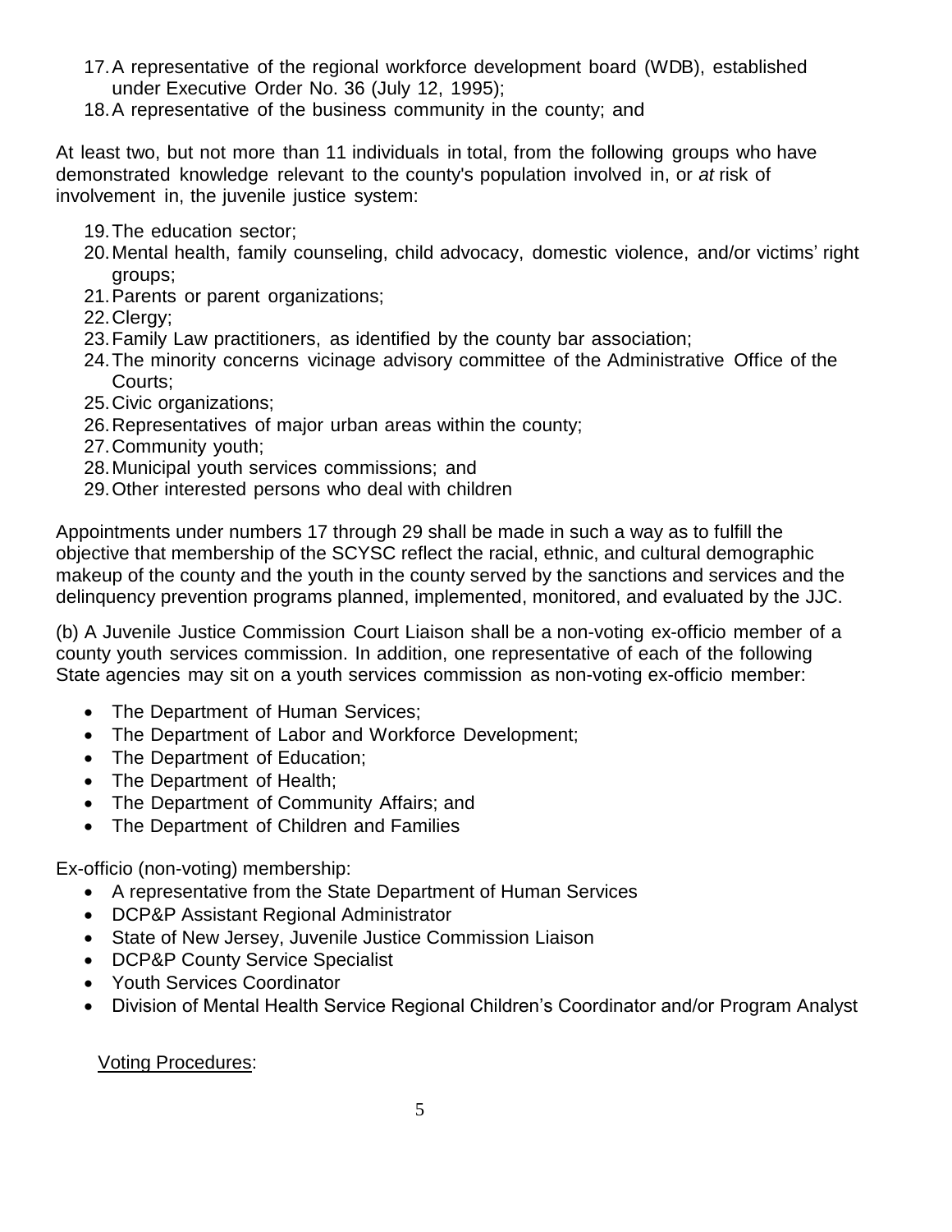17. A representative of the regional workforce development board (WDB), established under Executive Order No. 36 (July 12, 1995);
18. A representative of the business community in the county; and

At least two, but not more than 11 individuals in total, from the following groups who have demonstrated knowledge relevant to the county's population involved in, or *at* risk of involvement in, the juvenile justice system:

19. The education sector;
20. Mental health, family counseling, child advocacy, domestic violence, and/or victims' right groups;
21. Parents or parent organizations;
22. Clergy;
23. Family Law practitioners, as identified by the county bar association;
24. The minority concerns vicinage advisory committee of the Administrative Office of the Courts;
25. Civic organizations;
26. Representatives of major urban areas within the county;
27. Community youth;
28. Municipal youth services commissions; and
29. Other interested persons who deal with children

Appointments under numbers 17 through 29 shall be made in such a way as to fulfill the objective that membership of the SCYSC reflect the racial, ethnic, and cultural demographic makeup of the county and the youth in the county served by the sanctions and services and the delinquency prevention programs planned, implemented, monitored, and evaluated by the JJC.

(b) A Juvenile Justice Commission Court Liaison shall be a non-voting ex-officio member of a county youth services commission. In addition, one representative of each of the following State agencies may sit on a youth services commission as non-voting ex-officio member:

- The Department of Human Services;
- The Department of Labor and Workforce Development;
- The Department of Education;
- The Department of Health;
- The Department of Community Affairs; and
- The Department of Children and Families

Ex-officio (non-voting) membership:

- A representative from the State Department of Human Services
- DCP&P Assistant Regional Administrator
- State of New Jersey, Juvenile Justice Commission Liaison
- DCP&P County Service Specialist
- Youth Services Coordinator
- Division of Mental Health Service Regional Children's Coordinator and/or Program Analyst

<u>Voting Procedures</u>: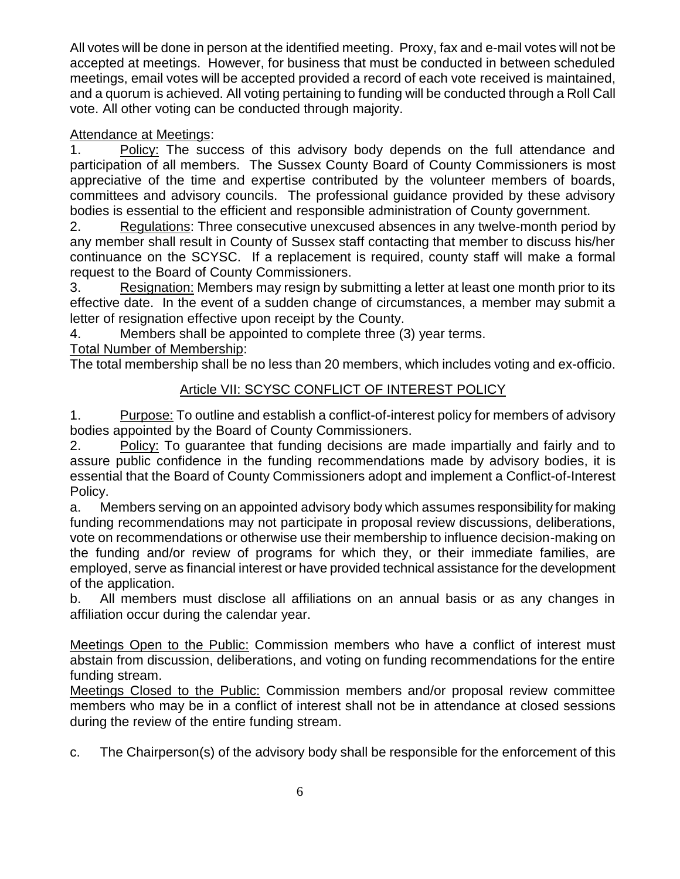All votes will be done in person at the identified meeting. Proxy, fax and e-mail votes will not be accepted at meetings. However, for business that must be conducted in between scheduled meetings, email votes will be accepted provided a record of each vote received is maintained, and a quorum is achieved. All voting pertaining to funding will be conducted through a Roll Call vote. All other voting can be conducted through majority.

<u>Attendance at Meetings</u>:

1. <u>Policy:</u> The success of this advisory body depends on the full attendance and participation of all members. The Sussex County Board of County Commissioners is most appreciative of the time and expertise contributed by the volunteer members of boards, committees and advisory councils. The professional guidance provided by these advisory bodies is essential to the efficient and responsible administration of County government.
2. <u>Regulations</u>: Three consecutive unexcused absences in any twelve-month period by any member shall result in County of Sussex staff contacting that member to discuss his/her continuance on the SCYSC. If a replacement is required, county staff will make a formal request to the Board of County Commissioners.
3. <u>Resignation:</u> Members may resign by submitting a letter at least one month prior to its effective date. In the event of a sudden change of circumstances, a member may submit a letter of resignation effective upon receipt by the County.
4. Members shall be appointed to complete three (3) year terms.

<u>Total Number of Membership</u>:

The total membership shall be no less than 20 members, which includes voting and ex-officio.

## <u>Article VII: SCYSC CONFLICT OF INTEREST POLICY</u>

1. <u>Purpose:</u> To outline and establish a conflict-of-interest policy for members of advisory bodies appointed by the Board of County Commissioners.
2. <u>Policy:</u> To guarantee that funding decisions are made impartially and fairly and to assure public confidence in the funding recommendations made by advisory bodies, it is essential that the Board of County Commissioners adopt and implement a Conflict-of-Interest Policy.

a. Members serving on an appointed advisory body which assumes responsibility for making funding recommendations may not participate in proposal review discussions, deliberations, vote on recommendations or otherwise use their membership to influence decision-making on the funding and/or review of programs for which they, or their immediate families, are employed, serve as financial interest or have provided technical assistance for the development of the application.

b. All members must disclose all affiliations on an annual basis or as any changes in affiliation occur during the calendar year.

<u>Meetings Open to the Public:</u> Commission members who have a conflict of interest must abstain from discussion, deliberations, and voting on funding recommendations for the entire funding stream.

<u>Meetings Closed to the Public:</u> Commission members and/or proposal review committee members who may be in a conflict of interest shall not be in attendance at closed sessions during the review of the entire funding stream.

c. The Chairperson(s) of the advisory body shall be responsible for the enforcement of this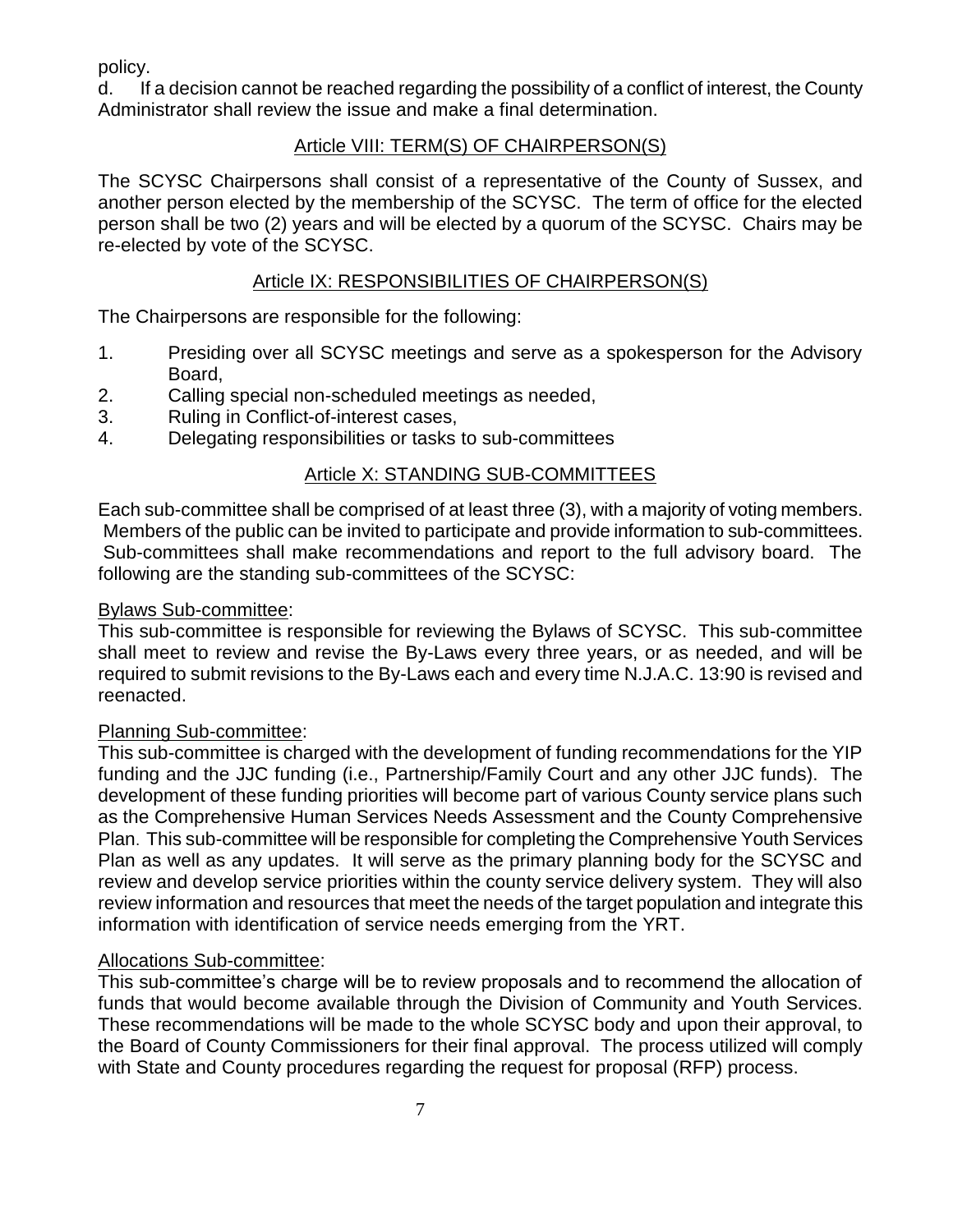policy.

d. If a decision cannot be reached regarding the possibility of a conflict of interest, the County Administrator shall review the issue and make a final determination.

## Article VIII: TERM(S) OF CHAIRPERSON(S)

The SCYSC Chairpersons shall consist of a representative of the County of Sussex, and another person elected by the membership of the SCYSC. The term of office for the elected person shall be two (2) years and will be elected by a quorum of the SCYSC. Chairs may be re-elected by vote of the SCYSC.

## Article IX: RESPONSIBILITIES OF CHAIRPERSON(S)

The Chairpersons are responsible for the following:

1. Presiding over all SCYSC meetings and serve as a spokesperson for the Advisory Board,
2. Calling special non-scheduled meetings as needed,
3. Ruling in Conflict-of-interest cases,
4. Delegating responsibilities or tasks to sub-committees

## Article X: STANDING SUB-COMMITTEES

Each sub-committee shall be comprised of at least three (3), with a majority of voting members. Members of the public can be invited to participate and provide information to sub-committees. Sub-committees shall make recommendations and report to the full advisory board. The following are the standing sub-committees of the SCYSC:

### Bylaws Sub-committee:

This sub-committee is responsible for reviewing the Bylaws of SCYSC. This sub-committee shall meet to review and revise the By-Laws every three years, or as needed, and will be required to submit revisions to the By-Laws each and every time N.J.A.C. 13:90 is revised and reenacted.

### Planning Sub-committee:

This sub-committee is charged with the development of funding recommendations for the YIP funding and the JJC funding (i.e., Partnership/Family Court and any other JJC funds). The development of these funding priorities will become part of various County service plans such as the Comprehensive Human Services Needs Assessment and the County Comprehensive Plan. This sub-committee will be responsible for completing the Comprehensive Youth Services Plan as well as any updates. It will serve as the primary planning body for the SCYSC and review and develop service priorities within the county service delivery system. They will also review information and resources that meet the needs of the target population and integrate this information with identification of service needs emerging from the YRT.

### Allocations Sub-committee:

This sub-committee's charge will be to review proposals and to recommend the allocation of funds that would become available through the Division of Community and Youth Services. These recommendations will be made to the whole SCYSC body and upon their approval, to the Board of County Commissioners for their final approval. The process utilized will comply with State and County procedures regarding the request for proposal (RFP) process.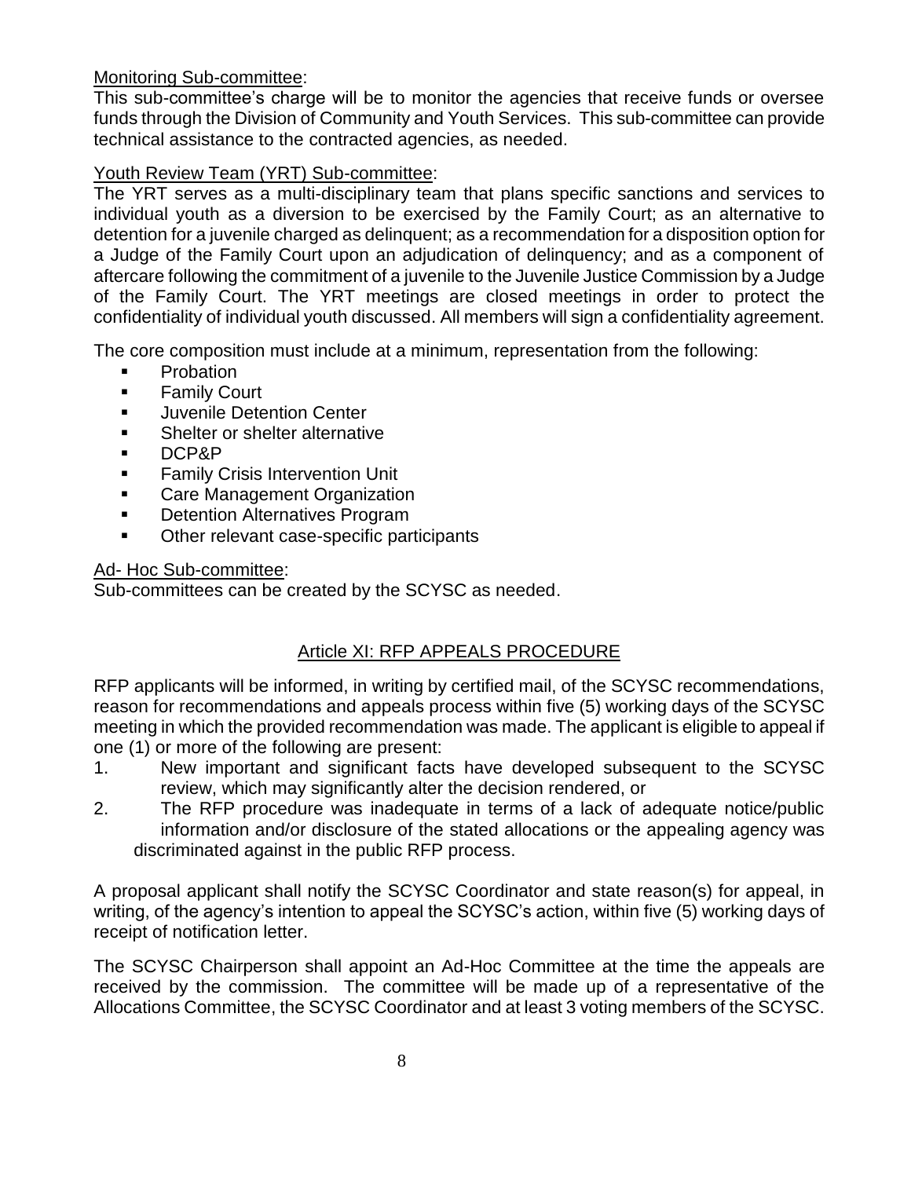<u>Monitoring Sub-committee</u>:

This sub-committee's charge will be to monitor the agencies that receive funds or oversee funds through the Division of Community and Youth Services. This sub-committee can provide technical assistance to the contracted agencies, as needed.

<u>Youth Review Team (YRT) Sub-committee</u>:

The YRT serves as a multi-disciplinary team that plans specific sanctions and services to individual youth as a diversion to be exercised by the Family Court; as an alternative to detention for a juvenile charged as delinquent; as a recommendation for a disposition option for a Judge of the Family Court upon an adjudication of delinquency; and as a component of aftercare following the commitment of a juvenile to the Juvenile Justice Commission by a Judge of the Family Court. The YRT meetings are closed meetings in order to protect the confidentiality of individual youth discussed. All members will sign a confidentiality agreement.

The core composition must include at a minimum, representation from the following:

- Probation
- Family Court
- Juvenile Detention Center
- Shelter or shelter alternative
- DCP&P
- Family Crisis Intervention Unit
- Care Management Organization
- Detention Alternatives Program
- Other relevant case-specific participants

<u>Ad- Hoc Sub-committee</u>:

Sub-committees can be created by the SCYSC as needed.

## Article XI: RFP APPEALS PROCEDURE

RFP applicants will be informed, in writing by certified mail, of the SCYSC recommendations, reason for recommendations and appeals process within five (5) working days of the SCYSC meeting in which the provided recommendation was made. The applicant is eligible to appeal if one (1) or more of the following are present:

1. New important and significant facts have developed subsequent to the SCYSC review, which may significantly alter the decision rendered, or
2. The RFP procedure was inadequate in terms of a lack of adequate notice/public information and/or disclosure of the stated allocations or the appealing agency was discriminated against in the public RFP process.

A proposal applicant shall notify the SCYSC Coordinator and state reason(s) for appeal, in writing, of the agency's intention to appeal the SCYSC's action, within five (5) working days of receipt of notification letter.

The SCYSC Chairperson shall appoint an Ad-Hoc Committee at the time the appeals are received by the commission. The committee will be made up of a representative of the Allocations Committee, the SCYSC Coordinator and at least 3 voting members of the SCYSC.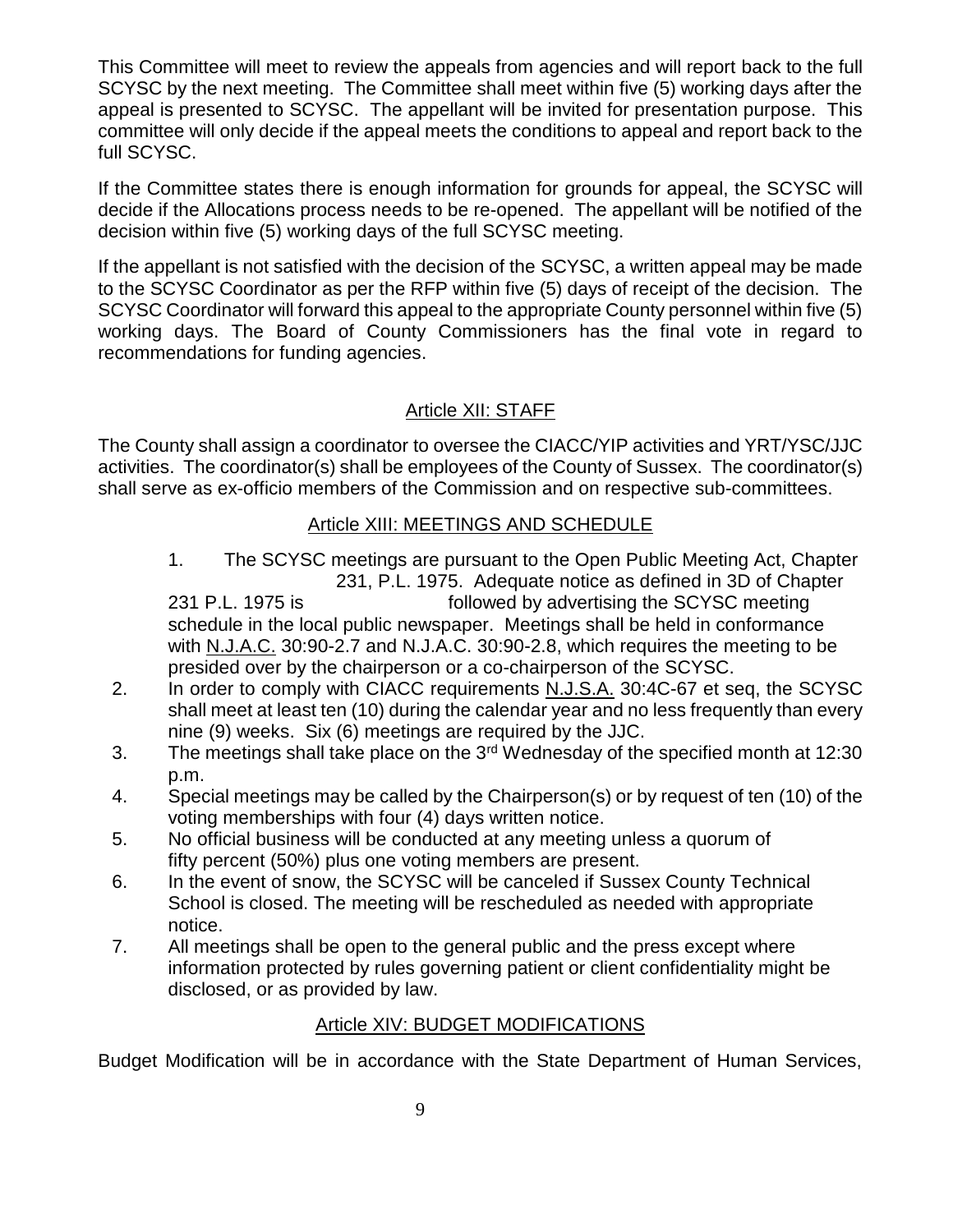This Committee will meet to review the appeals from agencies and will report back to the full SCYSC by the next meeting. The Committee shall meet within five (5) working days after the appeal is presented to SCYSC. The appellant will be invited for presentation purpose. This committee will only decide if the appeal meets the conditions to appeal and report back to the full SCYSC.

If the Committee states there is enough information for grounds for appeal, the SCYSC will decide if the Allocations process needs to be re-opened. The appellant will be notified of the decision within five (5) working days of the full SCYSC meeting.

If the appellant is not satisfied with the decision of the SCYSC, a written appeal may be made to the SCYSC Coordinator as per the RFP within five (5) days of receipt of the decision. The SCYSC Coordinator will forward this appeal to the appropriate County personnel within five (5) working days. The Board of County Commissioners has the final vote in regard to recommendations for funding agencies.

## Article XII: STAFF

The County shall assign a coordinator to oversee the CIACC/YIP activities and YRT/YSC/JJC activities. The coordinator(s) shall be employees of the County of Sussex. The coordinator(s) shall serve as ex-officio members of the Commission and on respective sub-committees.

## Article XIII: MEETINGS AND SCHEDULE

1. The SCYSC meetings are pursuant to the Open Public Meeting Act, Chapter 231, P.L. 1975. Adequate notice as defined in 3D of Chapter 231 P.L. 1975 is followed by advertising the SCYSC meeting schedule in the local public newspaper. Meetings shall be held in conformance with N.J.A.C. 30:90-2.7 and N.J.A.C. 30:90-2.8, which requires the meeting to be presided over by the chairperson or a co-chairperson of the SCYSC.
2. In order to comply with CIACC requirements N.J.S.A. 30:4C-67 et seq, the SCYSC shall meet at least ten (10) during the calendar year and no less frequently than every nine (9) weeks. Six (6) meetings are required by the JJC.
3. The meetings shall take place on the 3rd Wednesday of the specified month at 12:30 p.m.
4. Special meetings may be called by the Chairperson(s) or by request of ten (10) of the voting memberships with four (4) days written notice.
5. No official business will be conducted at any meeting unless a quorum of fifty percent (50%) plus one voting members are present.
6. In the event of snow, the SCYSC will be canceled if Sussex County Technical School is closed. The meeting will be rescheduled as needed with appropriate notice.
7. All meetings shall be open to the general public and the press except where information protected by rules governing patient or client confidentiality might be disclosed, or as provided by law.

## Article XIV: BUDGET MODIFICATIONS

Budget Modification will be in accordance with the State Department of Human Services,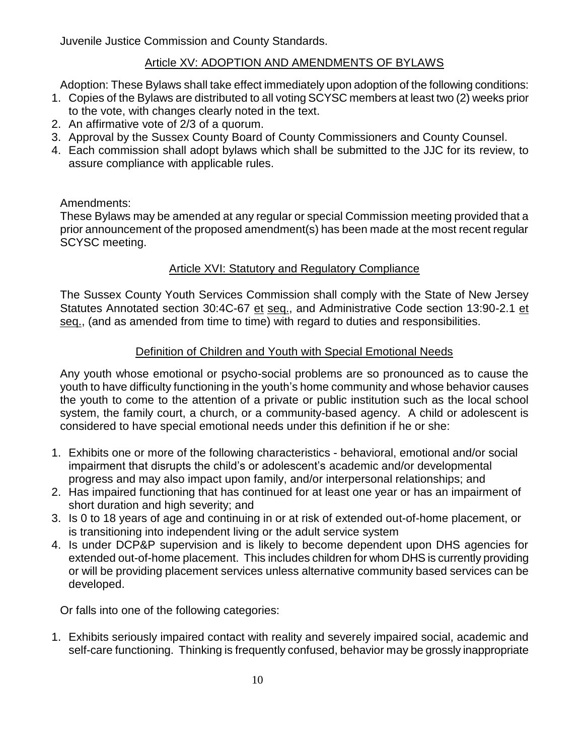Juvenile Justice Commission and County Standards.

## Article XV: ADOPTION AND AMENDMENTS OF BYLAWS

Adoption: These Bylaws shall take effect immediately upon adoption of the following conditions:

1. Copies of the Bylaws are distributed to all voting SCYSC members at least two (2) weeks prior to the vote, with changes clearly noted in the text.
2. An affirmative vote of 2/3 of a quorum.
3. Approval by the Sussex County Board of County Commissioners and County Counsel.
4. Each commission shall adopt bylaws which shall be submitted to the JJC for its review, to assure compliance with applicable rules.

Amendments:

These Bylaws may be amended at any regular or special Commission meeting provided that a prior announcement of the proposed amendment(s) has been made at the most recent regular SCYSC meeting.

## Article XVI: Statutory and Regulatory Compliance

The Sussex County Youth Services Commission shall comply with the State of New Jersey Statutes Annotated section 30:4C-67 et seq., and Administrative Code section 13:90-2.1 et seq., (and as amended from time to time) with regard to duties and responsibilities.

### Definition of Children and Youth with Special Emotional Needs

Any youth whose emotional or psycho-social problems are so pronounced as to cause the youth to have difficulty functioning in the youth's home community and whose behavior causes the youth to come to the attention of a private or public institution such as the local school system, the family court, a church, or a community-based agency. A child or adolescent is considered to have special emotional needs under this definition if he or she:

1. Exhibits one or more of the following characteristics - behavioral, emotional and/or social impairment that disrupts the child's or adolescent's academic and/or developmental progress and may also impact upon family, and/or interpersonal relationships; and
2. Has impaired functioning that has continued for at least one year or has an impairment of short duration and high severity; and
3. Is 0 to 18 years of age and continuing in or at risk of extended out-of-home placement, or is transitioning into independent living or the adult service system
4. Is under DCP&P supervision and is likely to become dependent upon DHS agencies for extended out-of-home placement. This includes children for whom DHS is currently providing or will be providing placement services unless alternative community based services can be developed.

Or falls into one of the following categories:

1. Exhibits seriously impaired contact with reality and severely impaired social, academic and self-care functioning. Thinking is frequently confused, behavior may be grossly inappropriate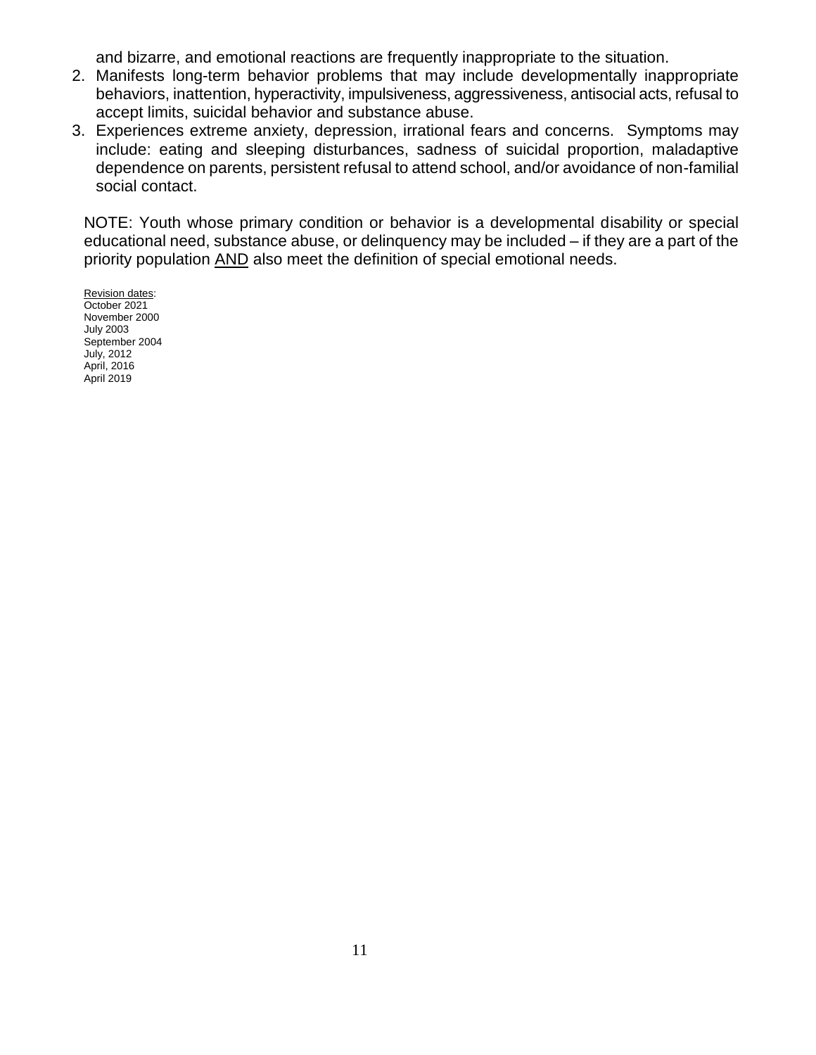and bizarre, and emotional reactions are frequently inappropriate to the situation.

2. Manifests long-term behavior problems that may include developmentally inappropriate behaviors, inattention, hyperactivity, impulsiveness, aggressiveness, antisocial acts, refusal to accept limits, suicidal behavior and substance abuse.
3. Experiences extreme anxiety, depression, irrational fears and concerns. Symptoms may include: eating and sleeping disturbances, sadness of suicidal proportion, maladaptive dependence on parents, persistent refusal to attend school, and/or avoidance of non-familial social contact.

NOTE: Youth whose primary condition or behavior is a developmental disability or special educational need, substance abuse, or delinquency may be included – if they are a part of the priority population <u>AND</u> also meet the definition of special emotional needs.

<u>Revision dates</u>:
October 2021
November 2000
July 2003
September 2004
July, 2012
April, 2016
April 2019